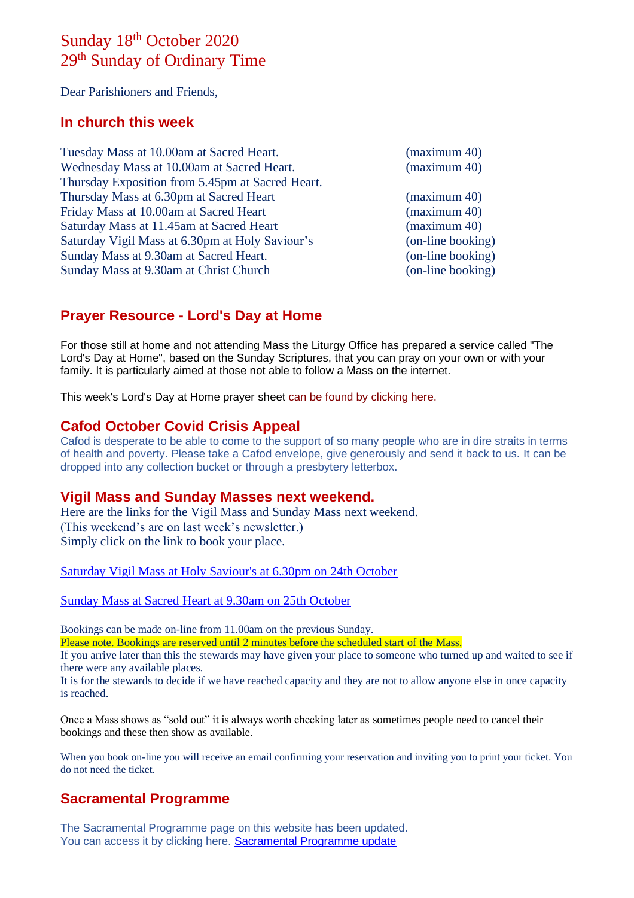Sunday 18th October 2020
29th Sunday of Ordinary Time

Dear Parishioners and Friends,

## In church this week

| | |
|---|---|
| Tuesday Mass at 10.00am at Sacred Heart. | (maximum 40) |
| Wednesday Mass at 10.00am at Sacred Heart. | (maximum 40) |
| Thursday Exposition from 5.45pm at Sacred Heart. | |
| Thursday Mass at 6.30pm at Sacred Heart | (maximum 40) |
| Friday Mass at 10.00am at Sacred Heart | (maximum 40) |
| Saturday Mass at 11.45am at Sacred Heart | (maximum 40) |
| Saturday Vigil Mass at 6.30pm at Holy Saviour's | (on-line booking) |
| Sunday Mass at 9.30am at Sacred Heart. | (on-line booking) |
| Sunday Mass at 9.30am at Christ Church | (on-line booking) |

## Prayer Resource - Lord's Day at Home

For those still at home and not attending Mass the Liturgy Office has prepared a service called "The Lord's Day at Home", based on the Sunday Scriptures, that you can pray on your own or with your family. It is particularly aimed at those not able to follow a Mass on the internet.

This week's Lord's Day at Home prayer sheet can be found by clicking here.

## Cafod October Covid Crisis Appeal

Cafod is desperate to be able to come to the support of so many people who are in dire straits in terms of health and poverty. Please take a Cafod envelope, give generously and send it back to us. It can be dropped into any collection bucket or through a presbytery letterbox.

## Vigil Mass and Sunday Masses next weekend.

Here are the links for the Vigil Mass and Sunday Mass next weekend.
(This weekend's are on last week's newsletter.)
Simply click on the link to book your place.

Saturday Vigil Mass at Holy Saviour's at 6.30pm on 24th October

Sunday Mass at Sacred Heart at 9.30am on 25th October

Bookings can be made on-line from 11.00am on the previous Sunday.
Please note. Bookings are reserved until 2 minutes before the scheduled start of the Mass.
If you arrive later than this the stewards may have given your place to someone who turned up and waited to see if there were any available places.
It is for the stewards to decide if we have reached capacity and they are not to allow anyone else in once capacity is reached.

Once a Mass shows as "sold out" it is always worth checking later as sometimes people need to cancel their bookings and these then show as available.

When you book on-line you will receive an email confirming your reservation and inviting you to print your ticket. You do not need the ticket.

## Sacramental Programme

The Sacramental Programme page on this website has been updated.
You can access it by clicking here. Sacramental Programme update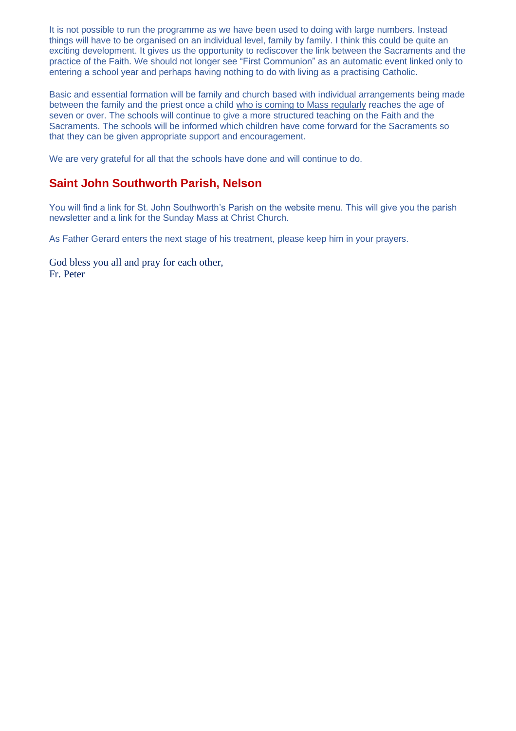It is not possible to run the programme as we have been used to doing with large numbers. Instead things will have to be organised on an individual level, family by family. I think this could be quite an exciting development. It gives us the opportunity to rediscover the link between the Sacraments and the practice of the Faith. We should not longer see "First Communion" as an automatic event linked only to entering a school year and perhaps having nothing to do with living as a practising Catholic.

Basic and essential formation will be family and church based with individual arrangements being made between the family and the priest once a child <u>who is coming to Mass regularly</u> reaches the age of seven or over. The schools will continue to give a more structured teaching on the Faith and the Sacraments. The schools will be informed which children have come forward for the Sacraments so that they can be given appropriate support and encouragement.

We are very grateful for all that the schools have done and will continue to do.

## Saint John Southworth Parish, Nelson

You will find a link for St. John Southworth's Parish on the website menu. This will give you the parish newsletter and a link for the Sunday Mass at Christ Church.

As Father Gerard enters the next stage of his treatment, please keep him in your prayers.

God bless you all and pray for each other,
Fr. Peter